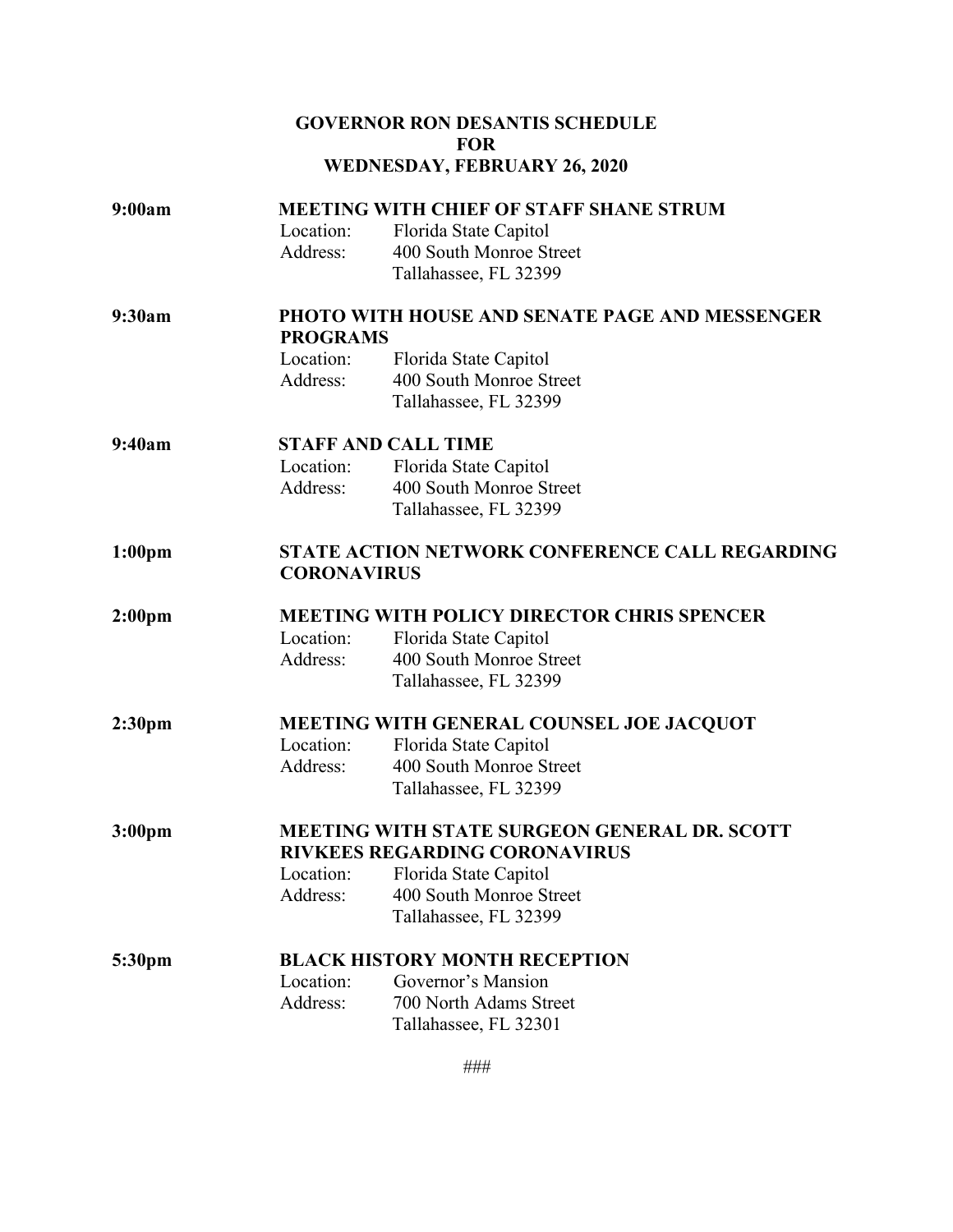# GOVERNOR RON DESANTIS SCHEDULE FOR WEDNESDAY, FEBRUARY 26, 2020

**9:00am** **MEETING WITH CHIEF OF STAFF SHANE STRUM**
Location: Florida State Capitol
Address: 400 South Monroe Street
Tallahassee, FL 32399

**9:30am** **PHOTO WITH HOUSE AND SENATE PAGE AND MESSENGER PROGRAMS**
Location: Florida State Capitol
Address: 400 South Monroe Street
Tallahassee, FL 32399

**9:40am** **STAFF AND CALL TIME**
Location: Florida State Capitol
Address: 400 South Monroe Street
Tallahassee, FL 32399

**1:00pm** **STATE ACTION NETWORK CONFERENCE CALL REGARDING CORONAVIRUS**

**2:00pm** **MEETING WITH POLICY DIRECTOR CHRIS SPENCER**
Location: Florida State Capitol
Address: 400 South Monroe Street
Tallahassee, FL 32399

**2:30pm** **MEETING WITH GENERAL COUNSEL JOE JACQUOT**
Location: Florida State Capitol
Address: 400 South Monroe Street
Tallahassee, FL 32399

**3:00pm** **MEETING WITH STATE SURGEON GENERAL DR. SCOTT RIVKEES REGARDING CORONAVIRUS**
Location: Florida State Capitol
Address: 400 South Monroe Street
Tallahassee, FL 32399

**5:30pm** **BLACK HISTORY MONTH RECEPTION**
Location: Governor's Mansion
Address: 700 North Adams Street
Tallahassee, FL 32301

###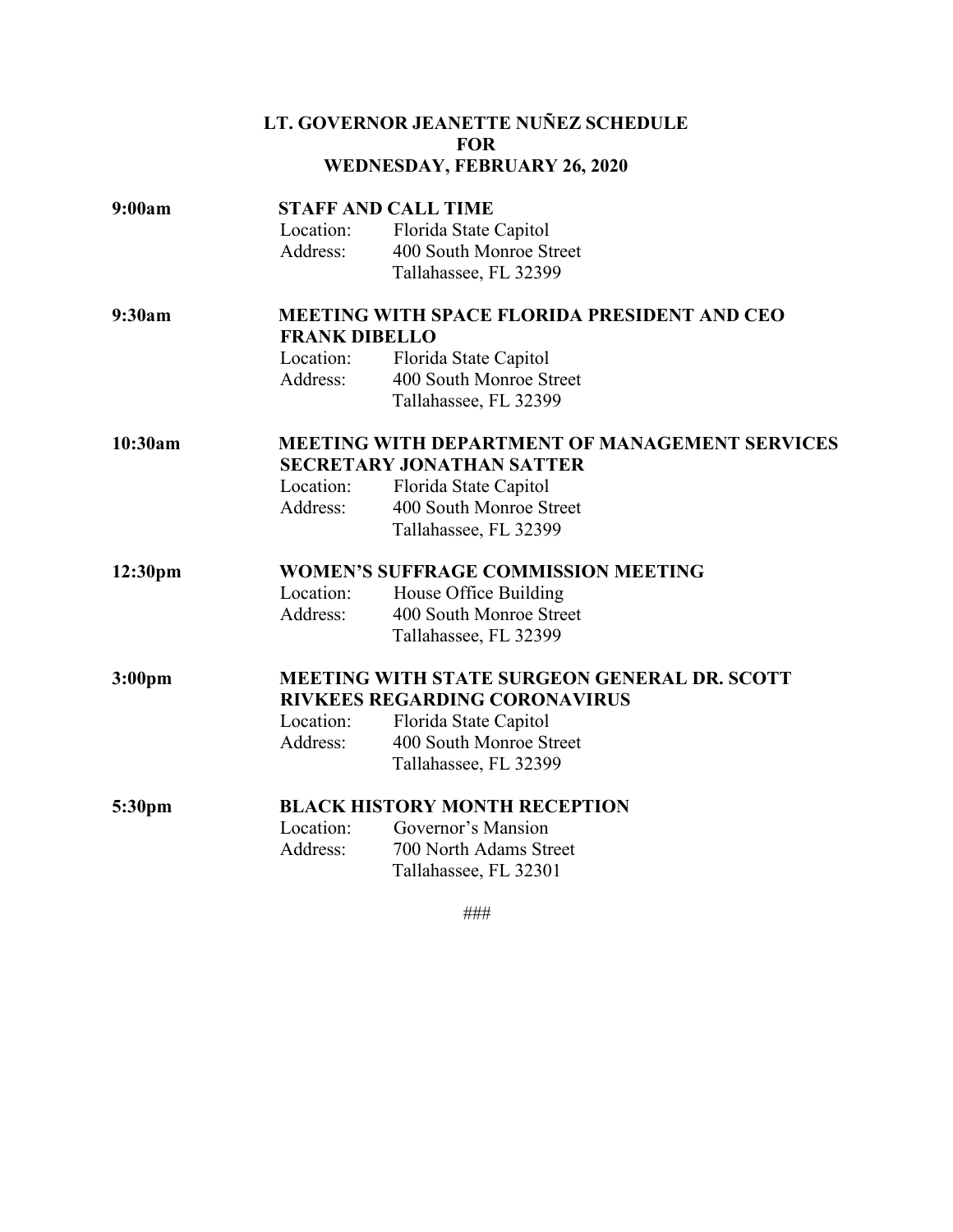# LT. GOVERNOR JEANETTE NUÑEZ SCHEDULE
# FOR
# WEDNESDAY, FEBRUARY 26, 2020

**9:00am** **STAFF AND CALL TIME**

Location: Florida State Capitol
Address: 400 South Monroe Street
Tallahassee, FL 32399

**9:30am** **MEETING WITH SPACE FLORIDA PRESIDENT AND CEO FRANK DIBELLO**

Location: Florida State Capitol
Address: 400 South Monroe Street
Tallahassee, FL 32399

**10:30am** **MEETING WITH DEPARTMENT OF MANAGEMENT SERVICES SECRETARY JONATHAN SATTER**

Location: Florida State Capitol
Address: 400 South Monroe Street
Tallahassee, FL 32399

**12:30pm** **WOMEN'S SUFFRAGE COMMISSION MEETING**

Location: House Office Building
Address: 400 South Monroe Street
Tallahassee, FL 32399

**3:00pm** **MEETING WITH STATE SURGEON GENERAL DR. SCOTT RIVKEES REGARDING CORONAVIRUS**

Location: Florida State Capitol
Address: 400 South Monroe Street
Tallahassee, FL 32399

**5:30pm** **BLACK HISTORY MONTH RECEPTION**

Location: Governor's Mansion
Address: 700 North Adams Street
Tallahassee, FL 32301

###